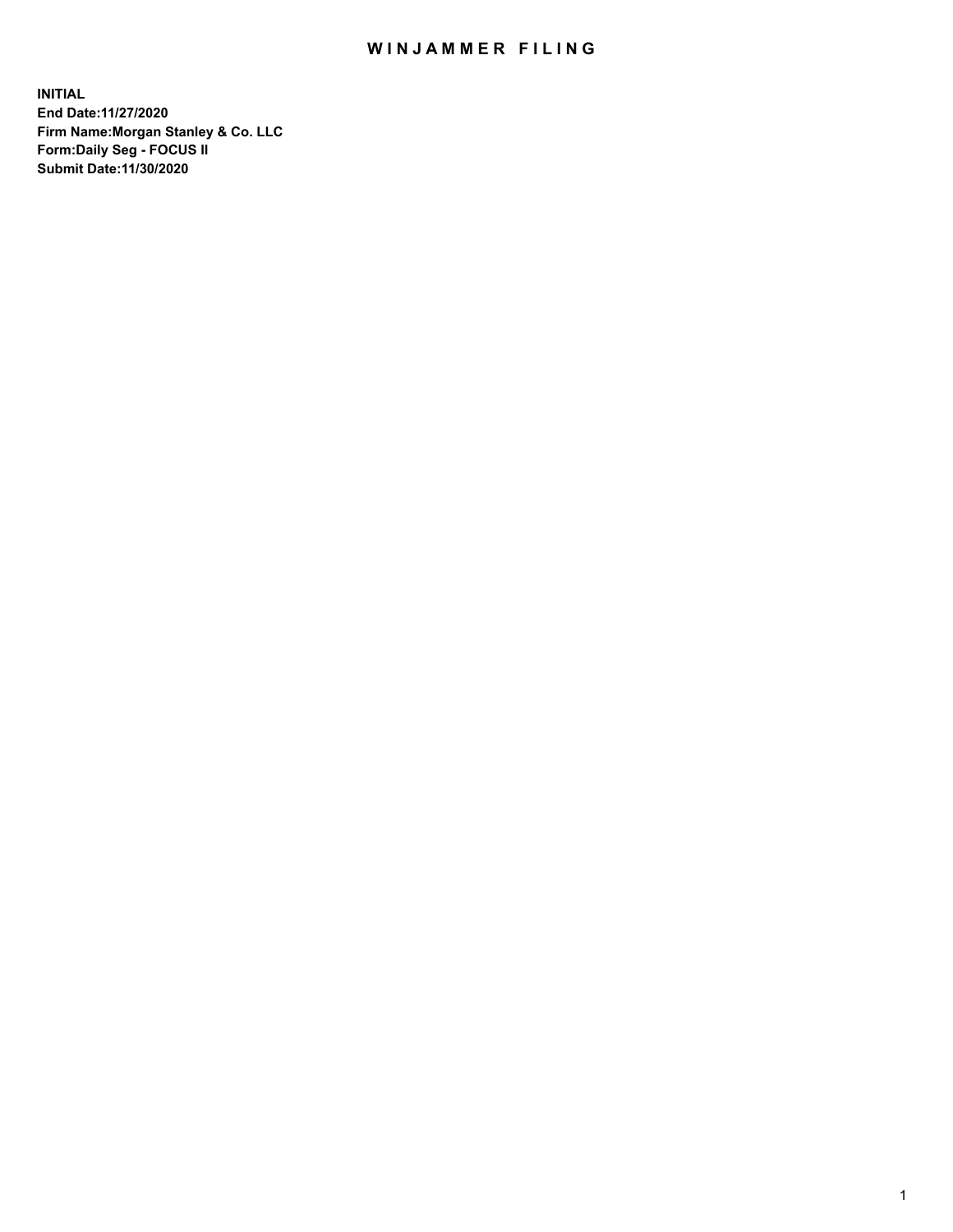# WINJAMMER FILING

**INITIAL**
**End Date:11/27/2020**
**Firm Name:Morgan Stanley & Co. LLC**
**Form:Daily Seg - FOCUS II**
**Submit Date:11/30/2020**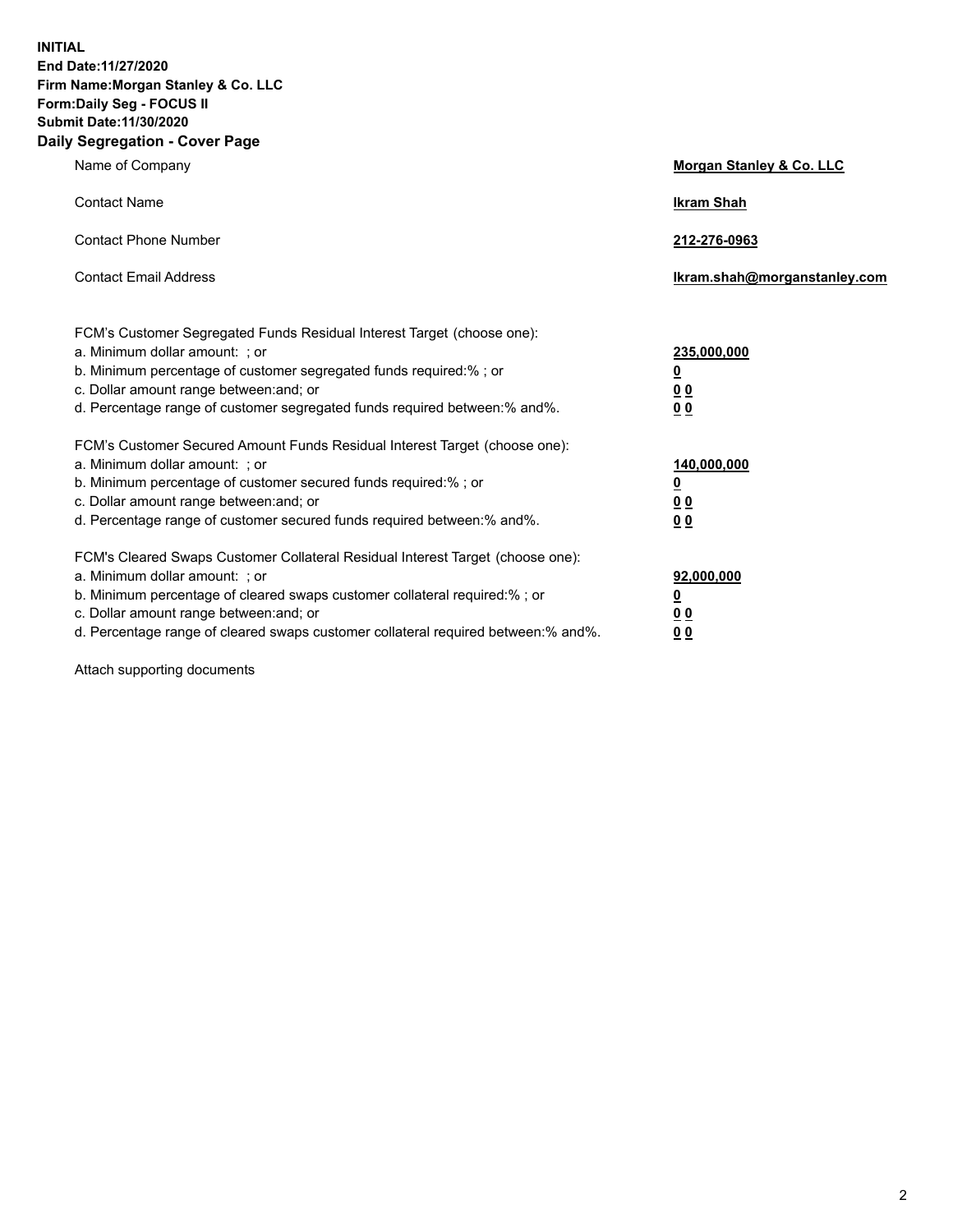**INITIAL**
**End Date:11/27/2020**
**Firm Name:Morgan Stanley & Co. LLC**
**Form:Daily Seg - FOCUS II**
**Submit Date:11/30/2020**

## Daily Segregation - Cover Page

| | |
|---|---|
| Name of Company | **Morgan Stanley & Co. LLC** |
| Contact Name | **Ikram Shah** |
| Contact Phone Number | **212-276-0963** |
| Contact Email Address | **Ikram.shah@morganstanley.com** |

| | |
|---|---|
| FCM's Customer Segregated Funds Residual Interest Target (choose one): | |
| a. Minimum dollar amount: ; or | **235,000,000** |
| b. Minimum percentage of customer segregated funds required:% ; or | **0** |
| c. Dollar amount range between:and; or | **0 0** |
| d. Percentage range of customer segregated funds required between:% and%. | **0 0** |
| FCM's Customer Secured Amount Funds Residual Interest Target (choose one): | |
| a. Minimum dollar amount: ; or | **140,000,000** |
| b. Minimum percentage of customer secured funds required:% ; or | **0** |
| c. Dollar amount range between:and; or | **0 0** |
| d. Percentage range of customer secured funds required between:% and%. | **0 0** |
| FCM's Cleared Swaps Customer Collateral Residual Interest Target (choose one): | |
| a. Minimum dollar amount: ; or | **92,000,000** |
| b. Minimum percentage of cleared swaps customer collateral required:% ; or | **0** |
| c. Dollar amount range between:and; or | **0 0** |
| d. Percentage range of cleared swaps customer collateral required between:% and%. | **0 0** |

Attach supporting documents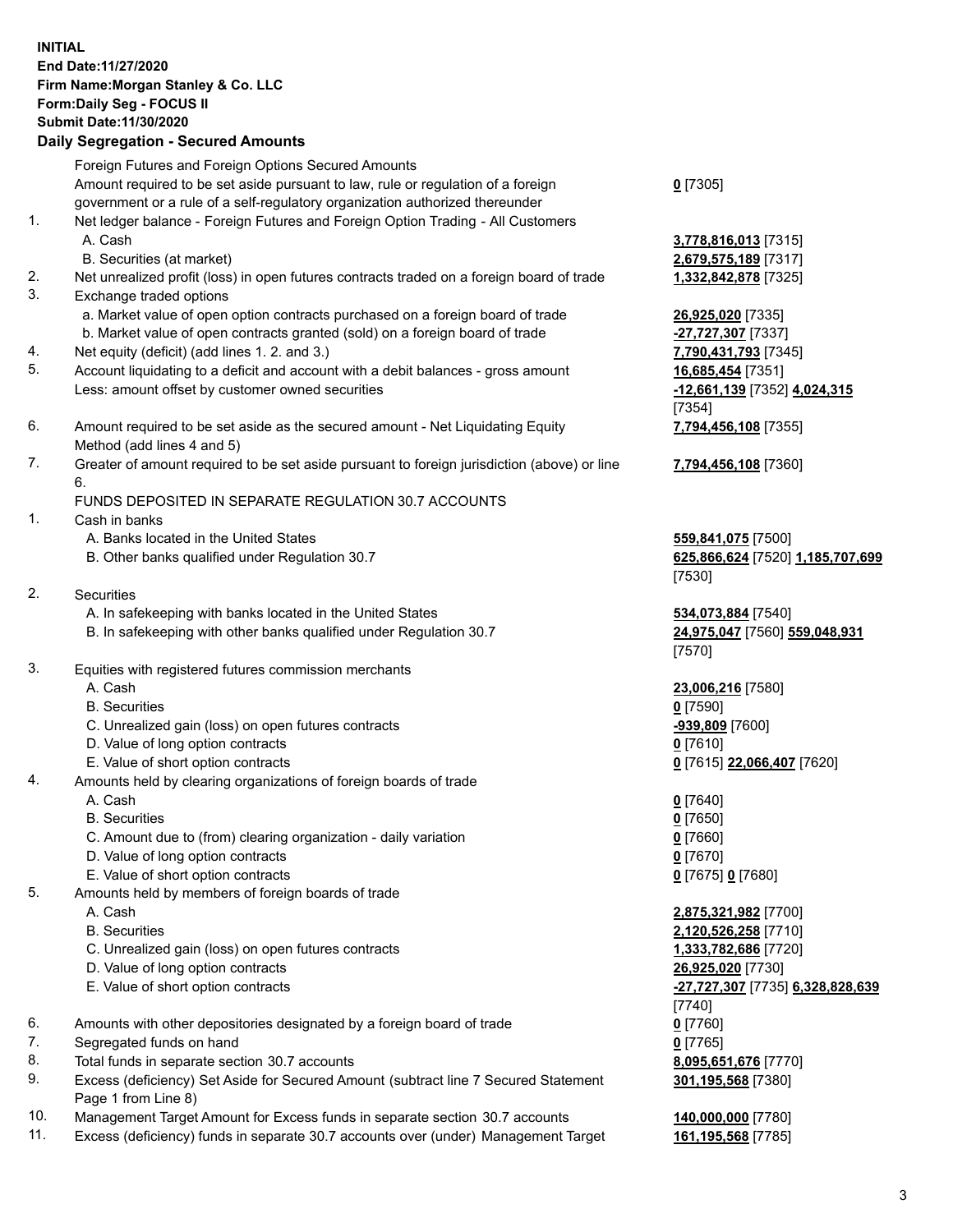**INITIAL**
**End Date:11/27/2020**
**Firm Name:Morgan Stanley & Co. LLC**
**Form:Daily Seg - FOCUS II**
**Submit Date:11/30/2020**

### Daily Segregation - Secured Amounts

| | | |
|---|---|---|
| | Foreign Futures and Foreign Options Secured Amounts | |
| | Amount required to be set aside pursuant to law, rule or regulation of a foreign government or a rule of a self-regulatory organization authorized thereunder | **0** [7305] |
| 1. | Net ledger balance - Foreign Futures and Foreign Option Trading - All Customers | |
| | A. Cash | **3,778,816,013** [7315] |
| | B. Securities (at market) | **2,679,575,189** [7317] |
| 2. | Net unrealized profit (loss) in open futures contracts traded on a foreign board of trade | **1,332,842,878** [7325] |
| 3. | Exchange traded options | |
| | a. Market value of open option contracts purchased on a foreign board of trade | **26,925,020** [7335] |
| | b. Market value of open contracts granted (sold) on a foreign board of trade | **-27,727,307** [7337] |
| 4. | Net equity (deficit) (add lines 1. 2. and 3.) | **7,790,431,793** [7345] |
| 5. | Account liquidating to a deficit and account with a debit balances - gross amount | **16,685,454** [7351] |
| | Less: amount offset by customer owned securities | **-12,661,139** [7352] **4,024,315** [7354] |
| 6. | Amount required to be set aside as the secured amount - Net Liquidating Equity Method (add lines 4 and 5) | **7,794,456,108** [7355] |
| 7. | Greater of amount required to be set aside pursuant to foreign jurisdiction (above) or line 6. | **7,794,456,108** [7360] |
| | FUNDS DEPOSITED IN SEPARATE REGULATION 30.7 ACCOUNTS | |
| 1. | Cash in banks | |
| | A. Banks located in the United States | **559,841,075** [7500] |
| | B. Other banks qualified under Regulation 30.7 | **625,866,624** [7520] **1,185,707,699** [7530] |
| 2. | Securities | |
| | A. In safekeeping with banks located in the United States | **534,073,884** [7540] |
| | B. In safekeeping with other banks qualified under Regulation 30.7 | **24,975,047** [7560] **559,048,931** [7570] |
| 3. | Equities with registered futures commission merchants | |
| | A. Cash | **23,006,216** [7580] |
| | B. Securities | **0** [7590] |
| | C. Unrealized gain (loss) on open futures contracts | **-939,809** [7600] |
| | D. Value of long option contracts | **0** [7610] |
| | E. Value of short option contracts | **0** [7615] **22,066,407** [7620] |
| 4. | Amounts held by clearing organizations of foreign boards of trade | |
| | A. Cash | **0** [7640] |
| | B. Securities | **0** [7650] |
| | C. Amount due to (from) clearing organization - daily variation | **0** [7660] |
| | D. Value of long option contracts | **0** [7670] |
| | E. Value of short option contracts | **0** [7675] **0** [7680] |
| 5. | Amounts held by members of foreign boards of trade | |
| | A. Cash | **2,875,321,982** [7700] |
| | B. Securities | **2,120,526,258** [7710] |
| | C. Unrealized gain (loss) on open futures contracts | **1,333,782,686** [7720] |
| | D. Value of long option contracts | **26,925,020** [7730] |
| | E. Value of short option contracts | **-27,727,307** [7735] **6,328,828,639** [7740] |
| 6. | Amounts with other depositories designated by a foreign board of trade | **0** [7760] |
| 7. | Segregated funds on hand | **0** [7765] |
| 8. | Total funds in separate section 30.7 accounts | **8,095,651,676** [7770] |
| 9. | Excess (deficiency) Set Aside for Secured Amount (subtract line 7 Secured Statement Page 1 from Line 8) | **301,195,568** [7380] |
| 10. | Management Target Amount for Excess funds in separate section 30.7 accounts | **140,000,000** [7780] |
| 11. | Excess (deficiency) funds in separate 30.7 accounts over (under) Management Target | **161,195,568** [7785] |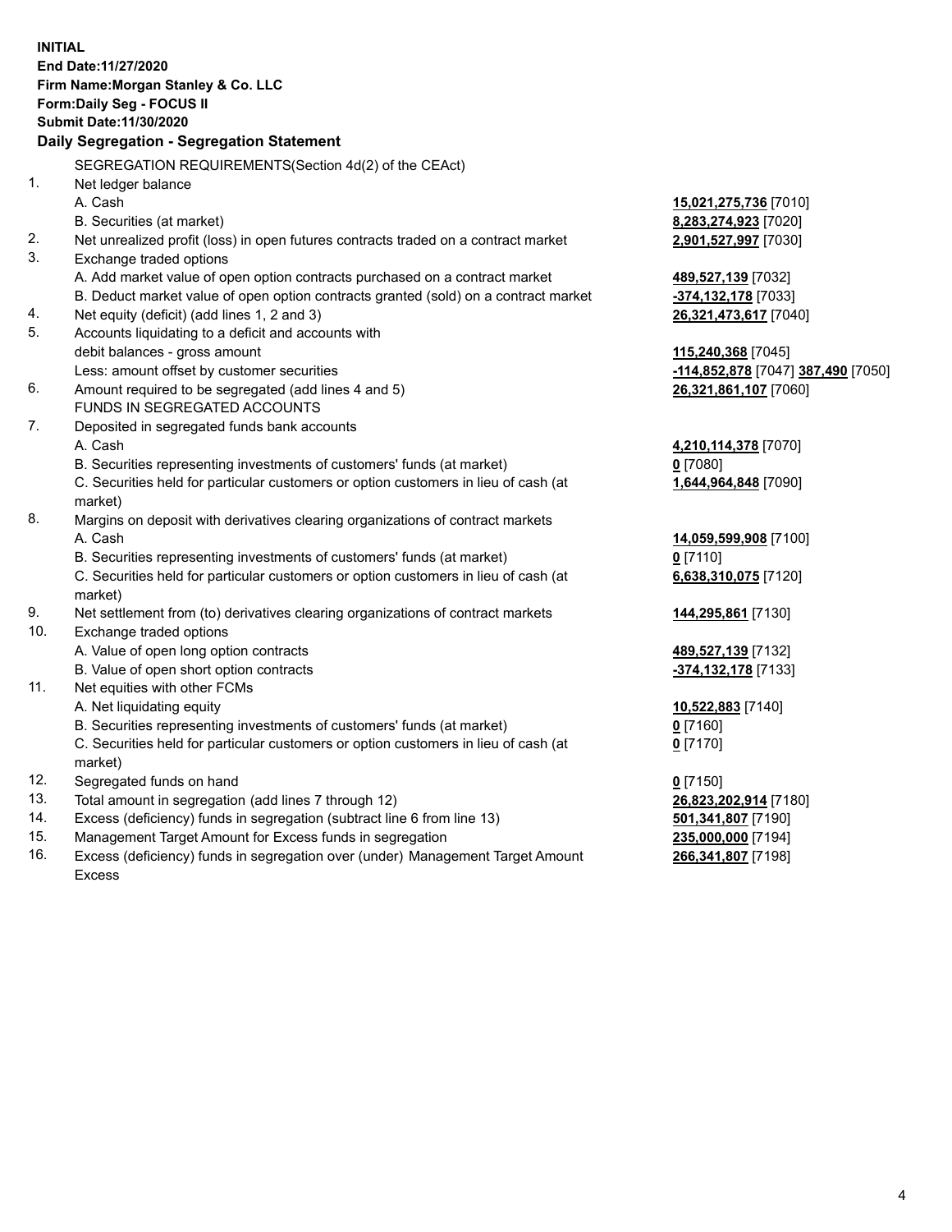**INITIAL**
**End Date:11/27/2020**
**Firm Name:Morgan Stanley & Co. LLC**
**Form:Daily Seg - FOCUS II**
**Submit Date:11/30/2020**

**Daily Segregation - Segregation Statement**

| | | |
|---|---|---|
| | SEGREGATION REQUIREMENTS(Section 4d(2) of the CEAct) | |
| 1. | Net ledger balance | |
| | A. Cash | **15,021,275,736** [7010] |
| | B. Securities (at market) | **8,283,274,923** [7020] |
| 2. | Net unrealized profit (loss) in open futures contracts traded on a contract market | **2,901,527,997** [7030] |
| 3. | Exchange traded options | |
| | A. Add market value of open option contracts purchased on a contract market | **489,527,139** [7032] |
| | B. Deduct market value of open option contracts granted (sold) on a contract market | **-374,132,178** [7033] |
| 4. | Net equity (deficit) (add lines 1, 2 and 3) | **26,321,473,617** [7040] |
| 5. | Accounts liquidating to a deficit and accounts with debit balances - gross amount | **115,240,368** [7045] |
| | Less: amount offset by customer securities | **-114,852,878** [7047] **387,490** [7050] |
| 6. | Amount required to be segregated (add lines 4 and 5) | **26,321,861,107** [7060] |
| | FUNDS IN SEGREGATED ACCOUNTS | |
| 7. | Deposited in segregated funds bank accounts | |
| | A. Cash | **4,210,114,378** [7070] |
| | B. Securities representing investments of customers' funds (at market) | **0** [7080] |
| | C. Securities held for particular customers or option customers in lieu of cash (at market) | **1,644,964,848** [7090] |
| 8. | Margins on deposit with derivatives clearing organizations of contract markets | |
| | A. Cash | **14,059,599,908** [7100] |
| | B. Securities representing investments of customers' funds (at market) | **0** [7110] |
| | C. Securities held for particular customers or option customers in lieu of cash (at market) | **6,638,310,075** [7120] |
| 9. | Net settlement from (to) derivatives clearing organizations of contract markets | **144,295,861** [7130] |
| 10. | Exchange traded options | |
| | A. Value of open long option contracts | **489,527,139** [7132] |
| | B. Value of open short option contracts | **-374,132,178** [7133] |
| 11. | Net equities with other FCMs | |
| | A. Net liquidating equity | **10,522,883** [7140] |
| | B. Securities representing investments of customers' funds (at market) | **0** [7160] |
| | C. Securities held for particular customers or option customers in lieu of cash (at market) | **0** [7170] |
| 12. | Segregated funds on hand | **0** [7150] |
| 13. | Total amount in segregation (add lines 7 through 12) | **26,823,202,914** [7180] |
| 14. | Excess (deficiency) funds in segregation (subtract line 6 from line 13) | **501,341,807** [7190] |
| 15. | Management Target Amount for Excess funds in segregation | **235,000,000** [7194] |
| 16. | Excess (deficiency) funds in segregation over (under) Management Target Amount Excess | **266,341,807** [7198] |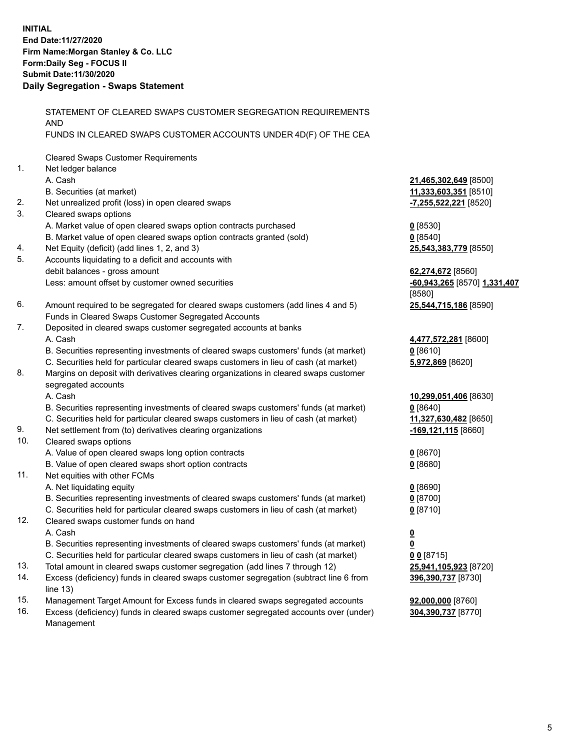**INITIAL**
**End Date:11/27/2020**
**Firm Name:Morgan Stanley & Co. LLC**
**Form:Daily Seg - FOCUS II**
**Submit Date:11/30/2020**
**Daily Segregation - Swaps Statement**

STATEMENT OF CLEARED SWAPS CUSTOMER SEGREGATION REQUIREMENTS AND
FUNDS IN CLEARED SWAPS CUSTOMER ACCOUNTS UNDER 4D(F) OF THE CEA

Cleared Swaps Customer Requirements

| | | |
|---|---|---|
| 1. | Net ledger balance | |
| | A. Cash | **21,465,302,649** [8500] |
| | B. Securities (at market) | **11,333,603,351** [8510] |
| 2. | Net unrealized profit (loss) in open cleared swaps | **-7,255,522,221** [8520] |
| 3. | Cleared swaps options | |
| | A. Market value of open cleared swaps option contracts purchased | **0** [8530] |
| | B. Market value of open cleared swaps option contracts granted (sold) | **0** [8540] |
| 4. | Net Equity (deficit) (add lines 1, 2, and 3) | **25,543,383,779** [8550] |
| 5. | Accounts liquidating to a deficit and accounts with debit balances - gross amount | **62,274,672** [8560] |
| | Less: amount offset by customer owned securities | **-60,943,265** [8570] **1,331,407** [8580] |
| 6. | Amount required to be segregated for cleared swaps customers (add lines 4 and 5) | **25,544,715,186** [8590] |
| | Funds in Cleared Swaps Customer Segregated Accounts | |
| 7. | Deposited in cleared swaps customer segregated accounts at banks | |
| | A. Cash | **4,477,572,281** [8600] |
| | B. Securities representing investments of cleared swaps customers' funds (at market) | **0** [8610] |
| | C. Securities held for particular cleared swaps customers in lieu of cash (at market) | **5,972,869** [8620] |
| 8. | Margins on deposit with derivatives clearing organizations in cleared swaps customer segregated accounts | |
| | A. Cash | **10,299,051,406** [8630] |
| | B. Securities representing investments of cleared swaps customers' funds (at market) | **0** [8640] |
| | C. Securities held for particular cleared swaps customers in lieu of cash (at market) | **11,327,630,482** [8650] |
| 9. | Net settlement from (to) derivatives clearing organizations | **-169,121,115** [8660] |
| 10. | Cleared swaps options | |
| | A. Value of open cleared swaps long option contracts | **0** [8670] |
| | B. Value of open cleared swaps short option contracts | **0** [8680] |
| 11. | Net equities with other FCMs | |
| | A. Net liquidating equity | **0** [8690] |
| | B. Securities representing investments of cleared swaps customers' funds (at market) | **0** [8700] |
| | C. Securities held for particular cleared swaps customers in lieu of cash (at market) | **0** [8710] |
| 12. | Cleared swaps customer funds on hand | |
| | A. Cash | **0** |
| | B. Securities representing investments of cleared swaps customers' funds (at market) | **0** |
| | C. Securities held for particular cleared swaps customers in lieu of cash (at market) | **0** **0** [8715] |
| 13. | Total amount in cleared swaps customer segregation (add lines 7 through 12) | **25,941,105,923** [8720] |
| 14. | Excess (deficiency) funds in cleared swaps customer segregation (subtract line 6 from line 13) | **396,390,737** [8730] |
| 15. | Management Target Amount for Excess funds in cleared swaps segregated accounts | **92,000,000** [8760] |
| 16. | Excess (deficiency) funds in cleared swaps customer segregated accounts over (under) Management | **304,390,737** [8770] |